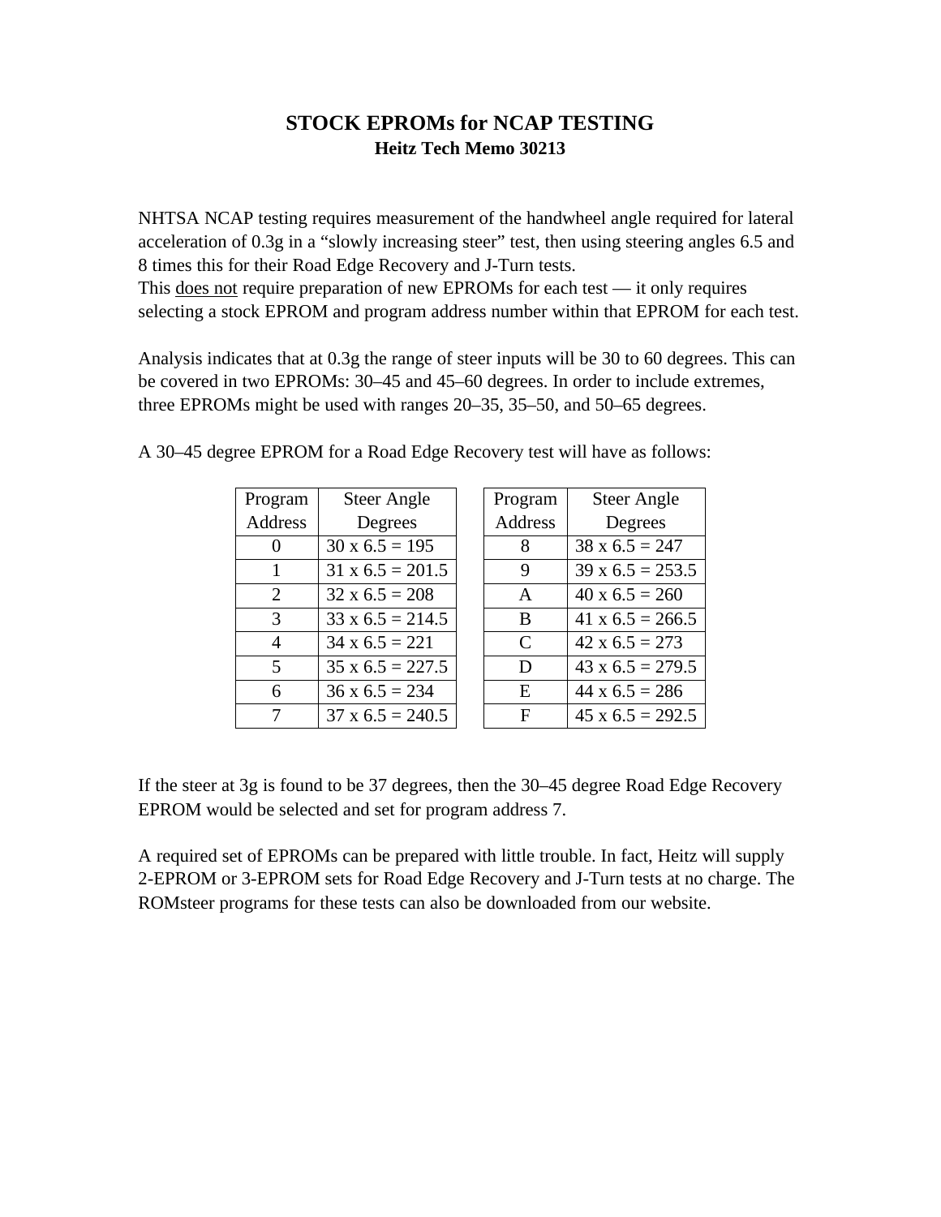# STOCK EPROMs for NCAP TESTING

## Heitz Tech Memo 30213

NHTSA NCAP testing requires measurement of the handwheel angle required for lateral acceleration of 0.3g in a "slowly increasing steer" test, then using steering angles 6.5 and 8 times this for their Road Edge Recovery and J-Turn tests.
This <u>does not</u> require preparation of new EPROMs for each test — it only requires selecting a stock EPROM and program address number within that EPROM for each test.

Analysis indicates that at 0.3g the range of steer inputs will be 30 to 60 degrees. This can be covered in two EPROMs: 30–45 and 45–60 degrees. In order to include extremes, three EPROMs might be used with ranges 20–35, 35–50, and 50–65 degrees.

A 30–45 degree EPROM for a Road Edge Recovery test will have as follows:

| Program Address | Steer Angle Degrees |
|---|---|
| 0 | 30 x 6.5 = 195 |
| 1 | 31 x 6.5 = 201.5 |
| 2 | 32 x 6.5 = 208 |
| 3 | 33 x 6.5 = 214.5 |
| 4 | 34 x 6.5 = 221 |
| 5 | 35 x 6.5 = 227.5 |
| 6 | 36 x 6.5 = 234 |
| 7 | 37 x 6.5 = 240.5 |

| Program Address | Steer Angle Degrees |
|---|---|
| 8 | 38 x 6.5 = 247 |
| 9 | 39 x 6.5 = 253.5 |
| A | 40 x 6.5 = 260 |
| B | 41 x 6.5 = 266.5 |
| C | 42 x 6.5 = 273 |
| D | 43 x 6.5 = 279.5 |
| E | 44 x 6.5 = 286 |
| F | 45 x 6.5 = 292.5 |

If the steer at 3g is found to be 37 degrees, then the 30–45 degree Road Edge Recovery EPROM would be selected and set for program address 7.

A required set of EPROMs can be prepared with little trouble. In fact, Heitz will supply 2-EPROM or 3-EPROM sets for Road Edge Recovery and J-Turn tests at no charge. The ROMsteer programs for these tests can also be downloaded from our website.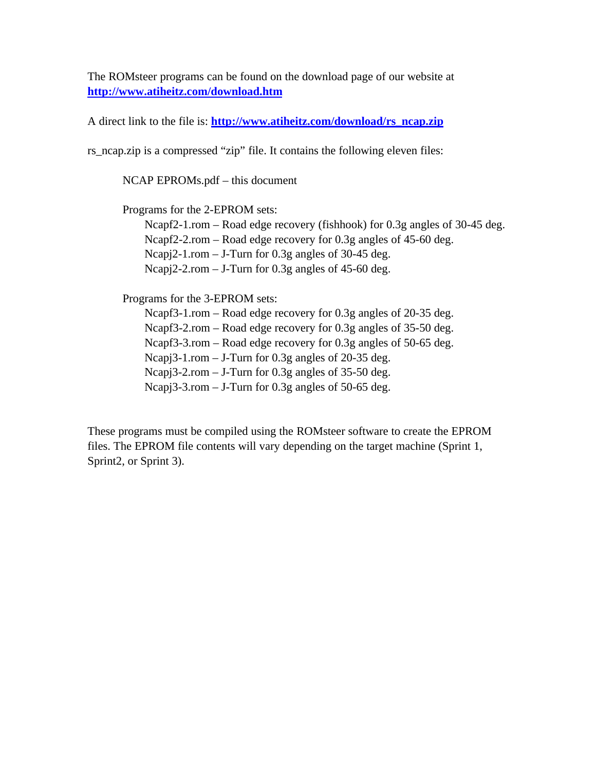The ROMsteer programs can be found on the download page of our website at **http://www.atiheitz.com/download.htm**

A direct link to the file is: **http://www.atiheitz.com/download/rs_ncap.zip**

rs_ncap.zip is a compressed "zip" file. It contains the following eleven files:

NCAP EPROMs.pdf – this document

Programs for the 2-EPROM sets:

- Ncapf2-1.rom – Road edge recovery (fishhook) for 0.3g angles of 30-45 deg.
- Ncapf2-2.rom – Road edge recovery for 0.3g angles of 45-60 deg.
- Ncapj2-1.rom – J-Turn for 0.3g angles of 30-45 deg.
- Ncapj2-2.rom – J-Turn for 0.3g angles of 45-60 deg.

Programs for the 3-EPROM sets:

- Ncapf3-1.rom – Road edge recovery for 0.3g angles of 20-35 deg.
- Ncapf3-2.rom – Road edge recovery for 0.3g angles of 35-50 deg.
- Ncapf3-3.rom – Road edge recovery for 0.3g angles of 50-65 deg.
- Ncapj3-1.rom – J-Turn for 0.3g angles of 20-35 deg.
- Ncapj3-2.rom – J-Turn for 0.3g angles of 35-50 deg.
- Ncapj3-3.rom – J-Turn for 0.3g angles of 50-65 deg.

These programs must be compiled using the ROMsteer software to create the EPROM files. The EPROM file contents will vary depending on the target machine (Sprint 1, Sprint2, or Sprint 3).